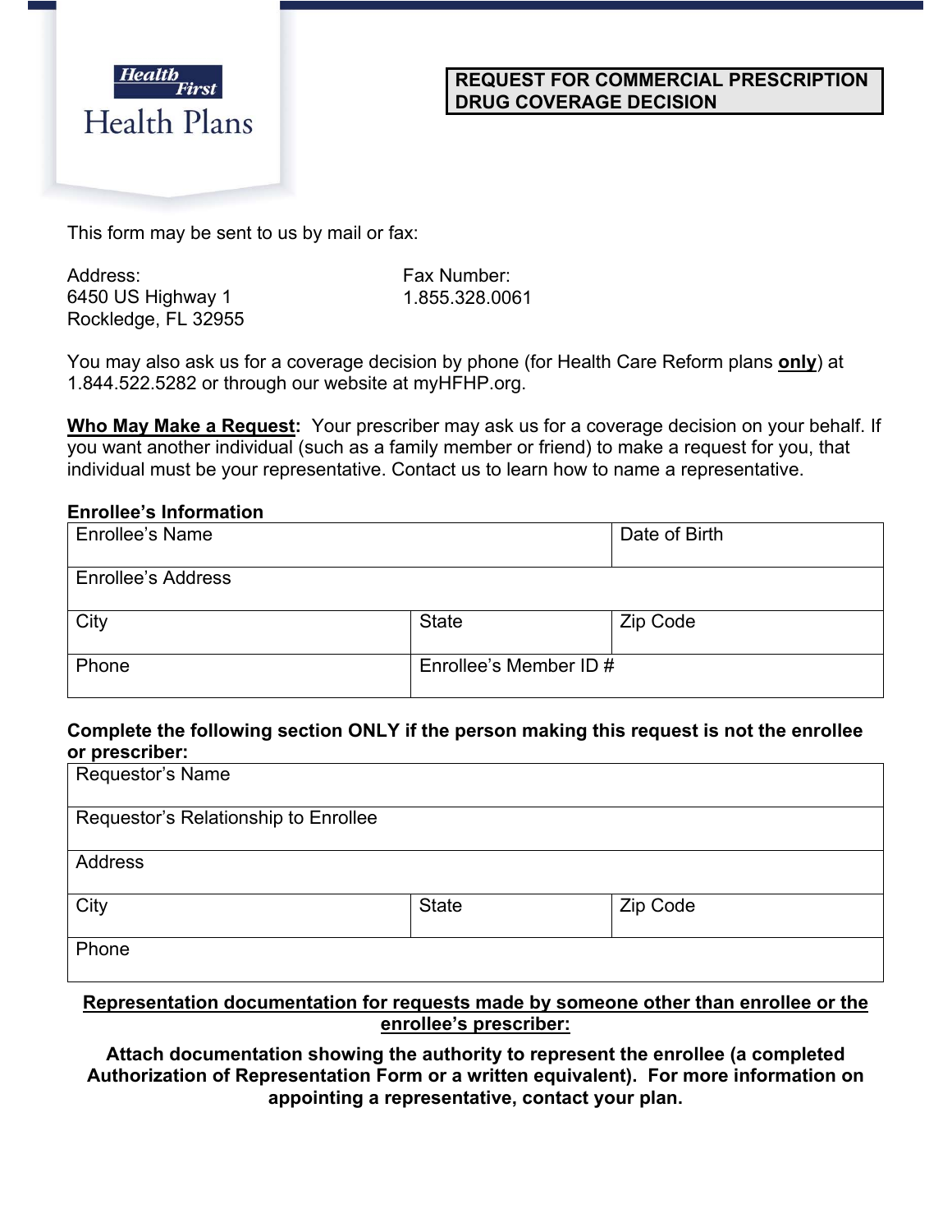Health First
Health Plans

# REQUEST FOR COMMERCIAL PRESCRIPTION DRUG COVERAGE DECISION

This form may be sent to us by mail or fax:

Address:
6450 US Highway 1
Rockledge, FL 32955

Fax Number:
1.855.328.0061

You may also ask us for a coverage decision by phone (for Health Care Reform plans **only**) at 1.844.522.5282 or through our website at myHFHP.org.

**Who May Make a Request:** Your prescriber may ask us for a coverage decision on your behalf. If you want another individual (such as a family member or friend) to make a request for you, that individual must be your representative. Contact us to learn how to name a representative.

**Enrollee's Information**

| Enrollee's Name | | Date of Birth |
|---|---|---|
| Enrollee's Address | | |
| City | State | Zip Code |
| Phone | Enrollee's Member ID # | |

**Complete the following section ONLY if the person making this request is not the enrollee or prescriber:**

| Requestor's Name | | |
|---|---|---|
| Requestor's Relationship to Enrollee | | |
| Address | | |
| City | State | Zip Code |
| Phone | | |

**Representation documentation for requests made by someone other than enrollee or the enrollee's prescriber:**

**Attach documentation showing the authority to represent the enrollee (a completed Authorization of Representation Form or a written equivalent). For more information on appointing a representative, contact your plan.**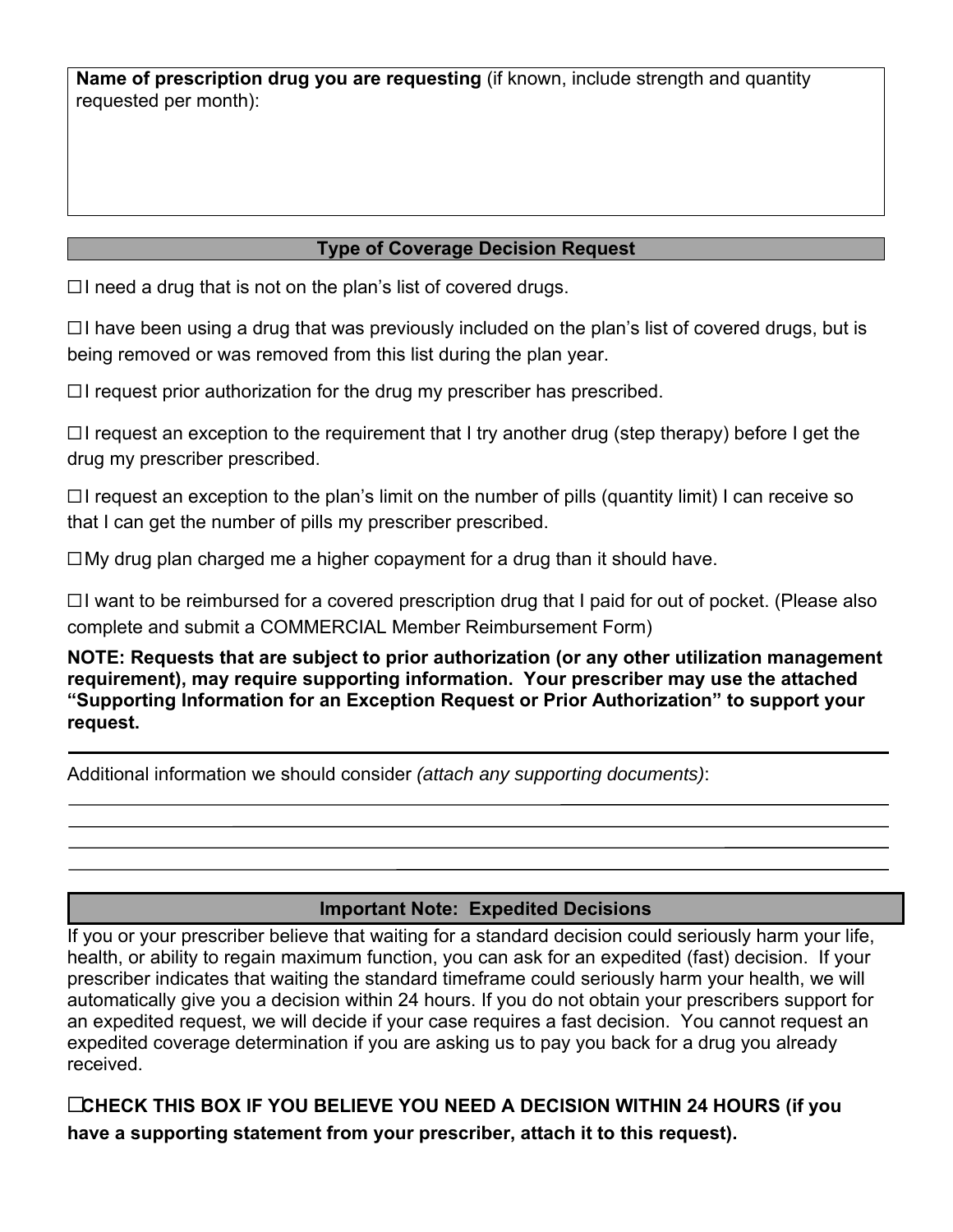**Name of prescription drug you are requesting** (if known, include strength and quantity requested per month):

## Type of Coverage Decision Request

☐I need a drug that is not on the plan’s list of covered drugs.

☐I have been using a drug that was previously included on the plan’s list of covered drugs, but is being removed or was removed from this list during the plan year.

☐I request prior authorization for the drug my prescriber has prescribed.

☐I request an exception to the requirement that I try another drug (step therapy) before I get the drug my prescriber prescribed.

☐I request an exception to the plan’s limit on the number of pills (quantity limit) I can receive so that I can get the number of pills my prescriber prescribed.

☐My drug plan charged me a higher copayment for a drug than it should have.

☐I want to be reimbursed for a covered prescription drug that I paid for out of pocket. (Please also complete and submit a COMMERCIAL Member Reimbursement Form)

**NOTE: Requests that are subject to prior authorization (or any other utilization management requirement), may require supporting information. Your prescriber may use the attached “Supporting Information for an Exception Request or Prior Authorization” to support your request.**

Additional information we should consider *(attach any supporting documents)*:

## Important Note: Expedited Decisions

If you or your prescriber believe that waiting for a standard decision could seriously harm your life, health, or ability to regain maximum function, you can ask for an expedited (fast) decision. If your prescriber indicates that waiting the standard timeframe could seriously harm your health, we will automatically give you a decision within 24 hours. If you do not obtain your prescribers support for an expedited request, we will decide if your case requires a fast decision. You cannot request an expedited coverage determination if you are asking us to pay you back for a drug you already received.

**☐CHECK THIS BOX IF YOU BELIEVE YOU NEED A DECISION WITHIN 24 HOURS (if you have a supporting statement from your prescriber, attach it to this request).**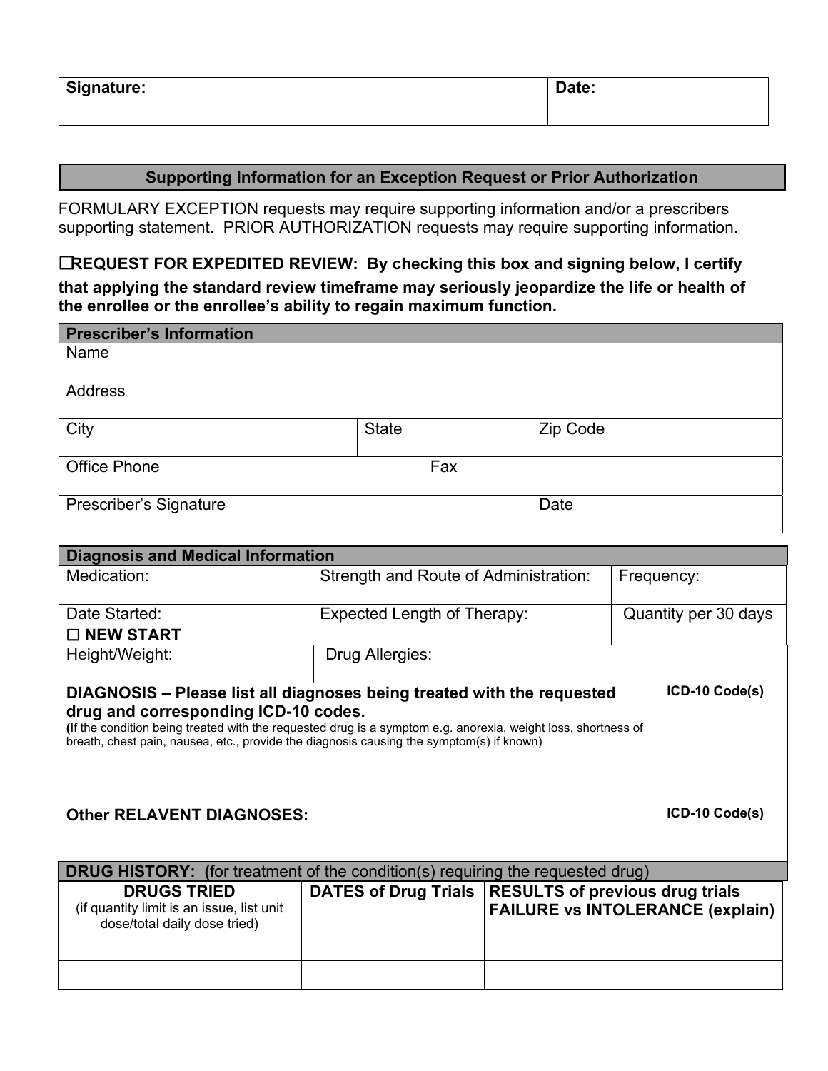| Signature: | Date: |
|---|---|
| | |

## Supporting Information for an Exception Request or Prior Authorization

FORMULARY EXCEPTION requests may require supporting information and/or a prescribers supporting statement. PRIOR AUTHORIZATION requests may require supporting information.

**☐REQUEST FOR EXPEDITED REVIEW: By checking this box and signing below, I certify that applying the standard review timeframe may seriously jeopardize the life or health of the enrollee or the enrollee's ability to regain maximum function.**

| **Prescriber's Information** | | |
|---|---|---|
| Name | | |
| Address | | |
| City | State | Zip Code |
| Office Phone | Fax | |
| Prescriber's Signature | | Date |

| **Diagnosis and Medical Information** | | |
|---|---|---|
| Medication: | Strength and Route of Administration: | Frequency: |
| Date Started: ☐ **NEW START** | Expected Length of Therapy: | Quantity per 30 days |
| Height/Weight: | Drug Allergies: | |

| **DIAGNOSIS – Please list all diagnoses being treated with the requested drug and corresponding ICD-10 codes.** (If the condition being treated with the requested drug is a symptom e.g. anorexia, weight loss, shortness of breath, chest pain, nausea, etc., provide the diagnosis causing the symptom(s) if known) | **ICD-10 Code(s)** |
|---|---|
| | |
| **Other RELAVENT DIAGNOSES:** | **ICD-10 Code(s)** |
| | |

**DRUG HISTORY: (**for treatment of the condition(s) requiring the requested drug)

| **DRUGS TRIED** (if quantity limit is an issue, list unit dose/total daily dose tried) | **DATES of Drug Trials** | **RESULTS of previous drug trials FAILURE vs INTOLERANCE (explain)** |
|---|---|---|
| | | |
| | | |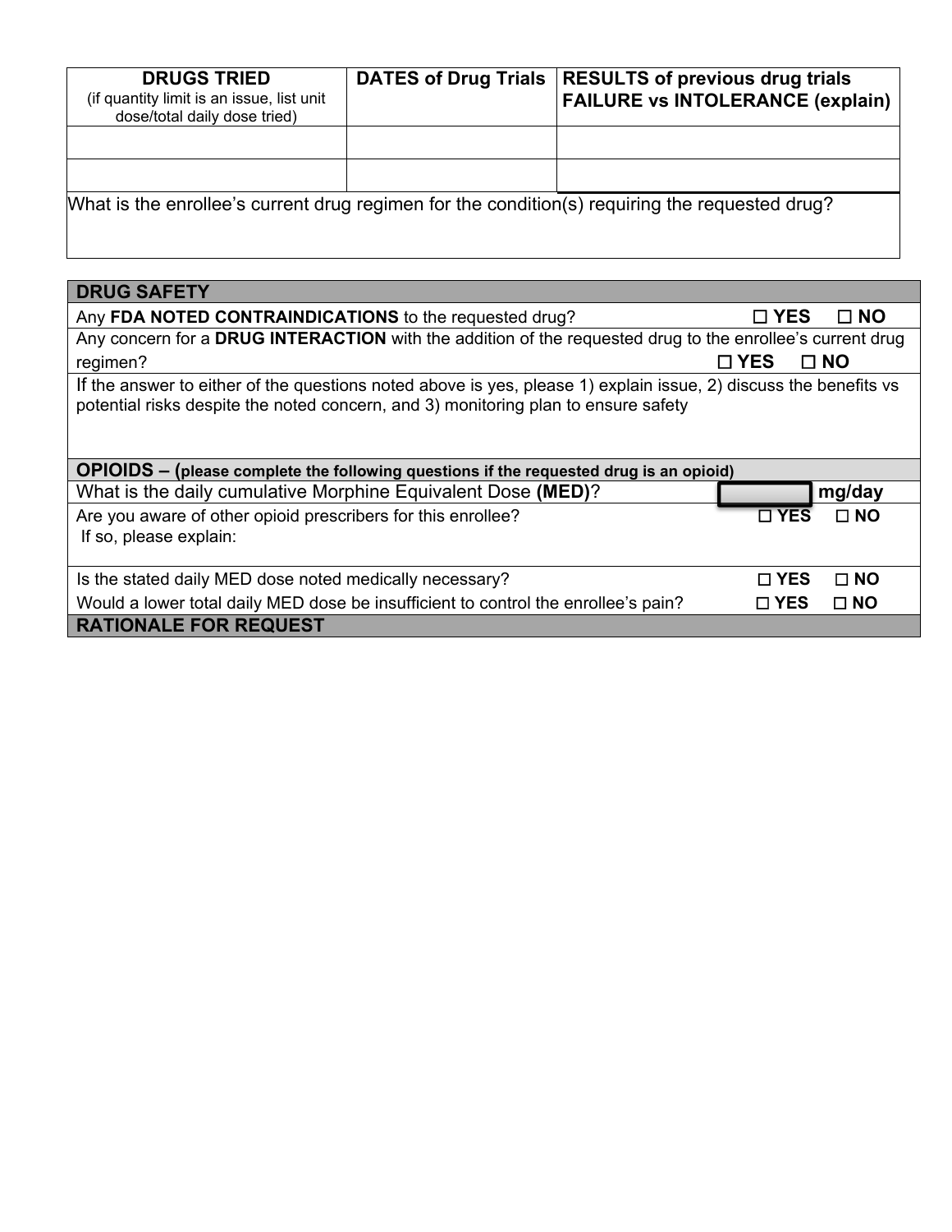| **DRUGS TRIED** (if quantity limit is an issue, list unit dose/total daily dose tried) | **DATES of Drug Trials** | **RESULTS of previous drug trials FAILURE vs INTOLERANCE (explain)** |
|---|---|---|
| | | |
| | | |

What is the enrollee's current drug regimen for the condition(s) requiring the requested drug?

| **DRUG SAFETY** | |
|---|---|
| Any **FDA NOTED CONTRAINDICATIONS** to the requested drug? | ☐ **YES** ☐ **NO** |
| Any concern for a **DRUG INTERACTION** with the addition of the requested drug to the enrollee's current drug regimen? | ☐ **YES** ☐ **NO** |
| If the answer to either of the questions noted above is yes, please 1) explain issue, 2) discuss the benefits vs potential risks despite the noted concern, and 3) monitoring plan to ensure safety | |
| **OPIOIDS – (please complete the following questions if the requested drug is an opioid)** | |
| What is the daily cumulative Morphine Equivalent Dose **(MED)**? | ______ **mg/day** |
| Are you aware of other opioid prescribers for this enrollee? If so, please explain: | ☐ **YES** ☐ **NO** |
| Is the stated daily MED dose noted medically necessary? | ☐ **YES** ☐ **NO** |
| Would a lower total daily MED dose be insufficient to control the enrollee's pain? | ☐ **YES** ☐ **NO** |
| **RATIONALE FOR REQUEST** | |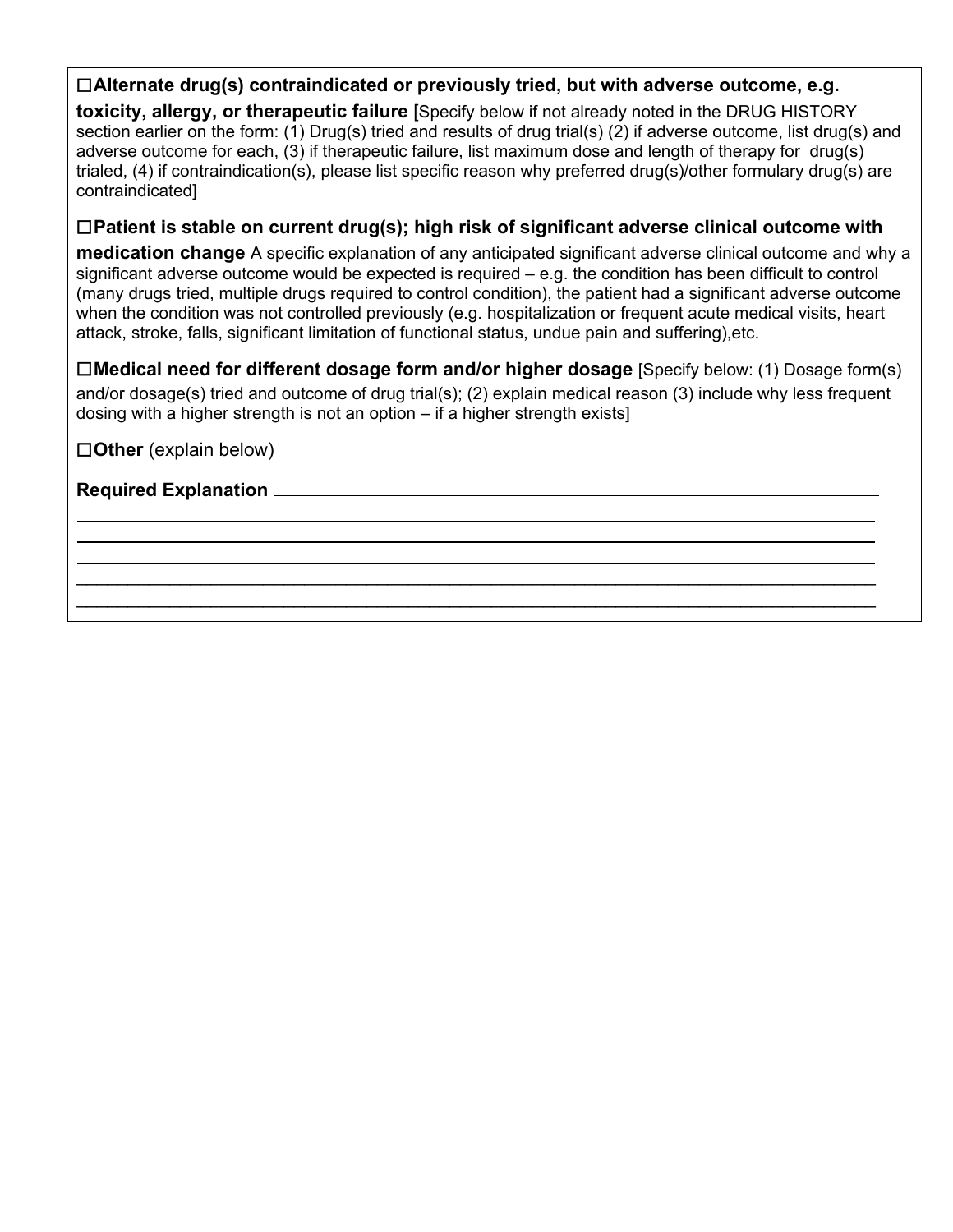☐**Alternate drug(s) contraindicated or previously tried, but with adverse outcome, e.g. toxicity, allergy, or therapeutic failure** [Specify below if not already noted in the DRUG HISTORY section earlier on the form: (1) Drug(s) tried and results of drug trial(s) (2) if adverse outcome, list drug(s) and adverse outcome for each, (3) if therapeutic failure, list maximum dose and length of therapy for drug(s) trialed, (4) if contraindication(s), please list specific reason why preferred drug(s)/other formulary drug(s) are contraindicated]

☐**Patient is stable on current drug(s); high risk of significant adverse clinical outcome with medication change** A specific explanation of any anticipated significant adverse clinical outcome and why a significant adverse outcome would be expected is required – e.g. the condition has been difficult to control (many drugs tried, multiple drugs required to control condition), the patient had a significant adverse outcome when the condition was not controlled previously (e.g. hospitalization or frequent acute medical visits, heart attack, stroke, falls, significant limitation of functional status, undue pain and suffering),etc.

☐**Medical need for different dosage form and/or higher dosage** [Specify below: (1) Dosage form(s) and/or dosage(s) tried and outcome of drug trial(s); (2) explain medical reason (3) include why less frequent dosing with a higher strength is not an option – if a higher strength exists]

☐**Other** (explain below)

**Required Explanation** ___________________________________________________________

___________________________________________________________________________

___________________________________________________________________________

___________________________________________________________________________

___________________________________________________________________________

___________________________________________________________________________